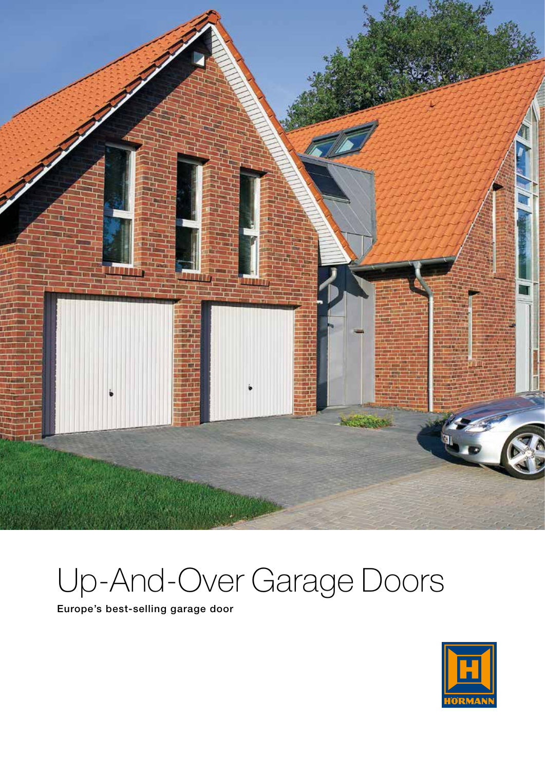# Up-And-Over Garage Doors

Europe's best-selling garage door

HÖRMANN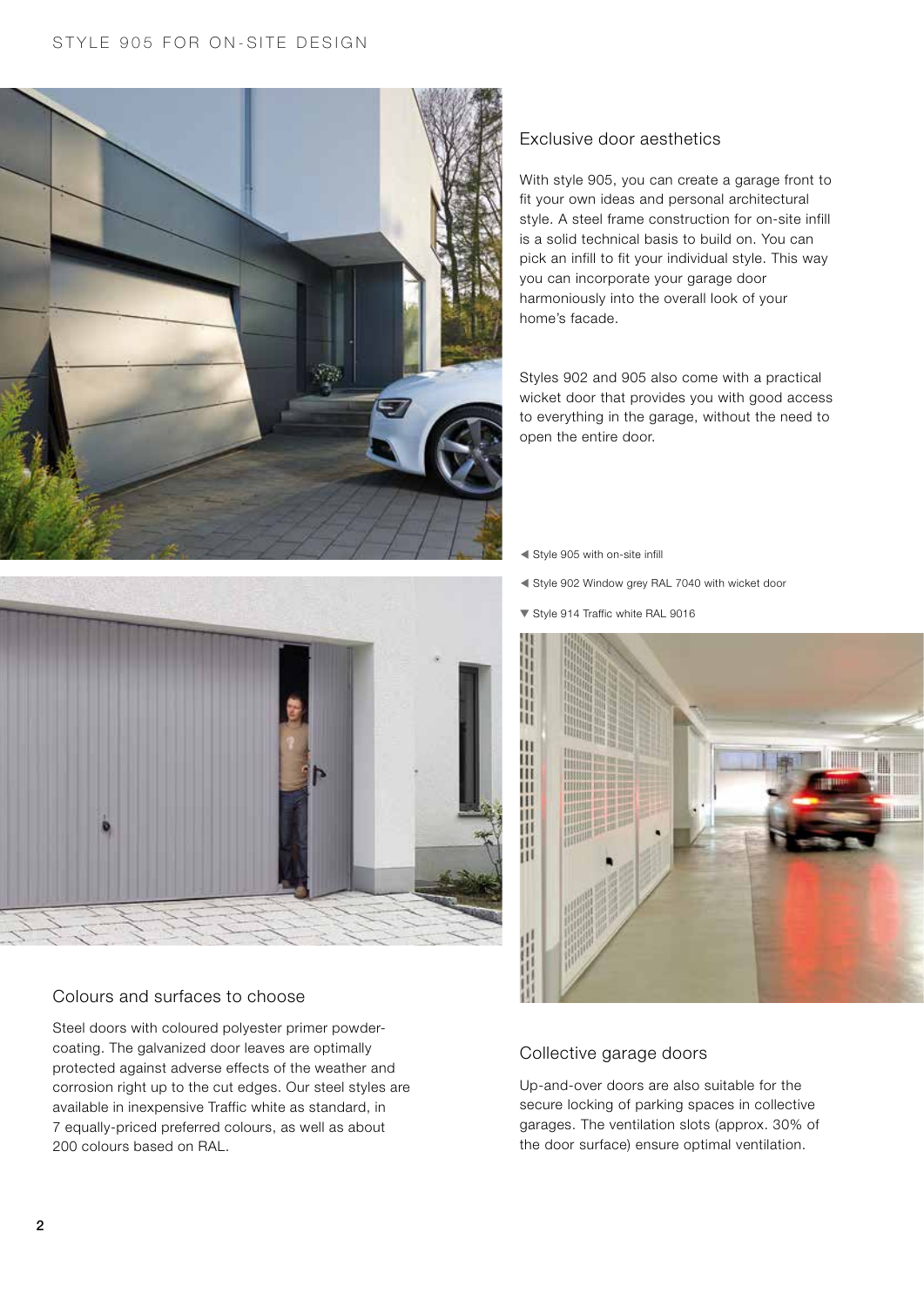# STYLE 905 FOR ON-SITE DESIGN

## Exclusive door aesthetics

With style 905, you can create a garage front to fit your own ideas and personal architectural style. A steel frame construction for on-site infill is a solid technical basis to build on. You can pick an infill to fit your individual style. This way you can incorporate your garage door harmoniously into the overall look of your home's facade.

Styles 902 and 905 also come with a practical wicket door that provides you with good access to everything in the garage, without the need to open the entire door.

◀ Style 905 with on-site infill

◀ Style 902 Window grey RAL 7040 with wicket door

▼ Style 914 Traffic white RAL 9016

## Colours and surfaces to choose

Steel doors with coloured polyester primer powder-coating. The galvanized door leaves are optimally protected against adverse effects of the weather and corrosion right up to the cut edges. Our steel styles are available in inexpensive Traffic white as standard, in 7 equally-priced preferred colours, as well as about 200 colours based on RAL.

## Collective garage doors

Up-and-over doors are also suitable for the secure locking of parking spaces in collective garages. The ventilation slots (approx. 30% of the door surface) ensure optimal ventilation.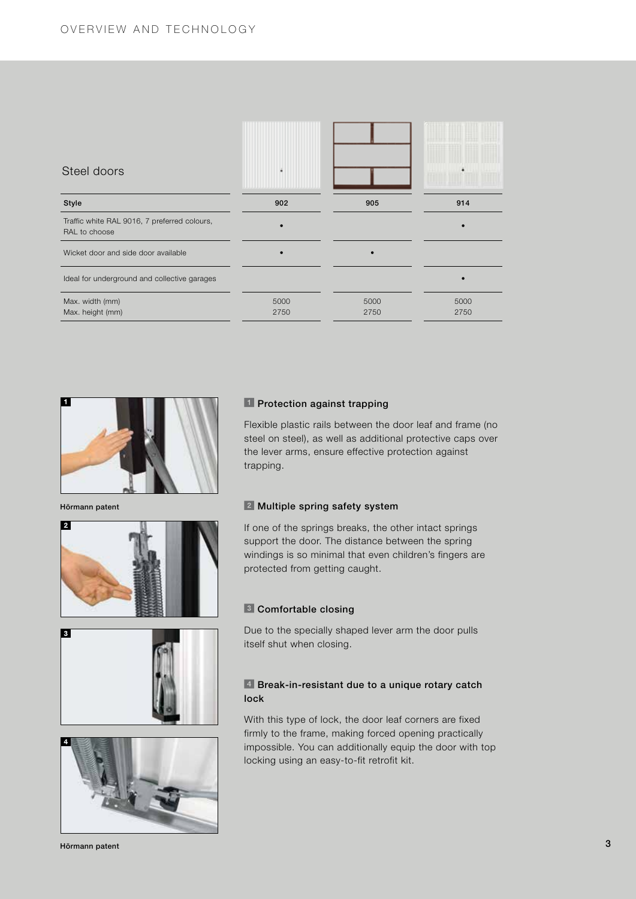## Steel doors

| Style | 902 | 905 | 914 |
|---|---|---|---|
| Traffic white RAL 9016, 7 preferred colours, RAL to choose | • | | • |
| Wicket door and side door available | • | • | |
| Ideal for underground and collective garages | | | • |
| Max. width (mm)<br>Max. height (mm) | 5000<br>2750 | 5000<br>2750 | 5000<br>2750 |

Hörmann patent

Hörmann patent

### 1 Protection against trapping

Flexible plastic rails between the door leaf and frame (no steel on steel), as well as additional protective caps over the lever arms, ensure effective protection against trapping.

### 2 Multiple spring safety system

If one of the springs breaks, the other intact springs support the door. The distance between the spring windings is so minimal that even children's fingers are protected from getting caught.

### 3 Comfortable closing

Due to the specially shaped lever arm the door pulls itself shut when closing.

### 4 Break-in-resistant due to a unique rotary catch lock

With this type of lock, the door leaf corners are fixed firmly to the frame, making forced opening practically impossible. You can additionally equip the door with top locking using an easy-to-fit retrofit kit.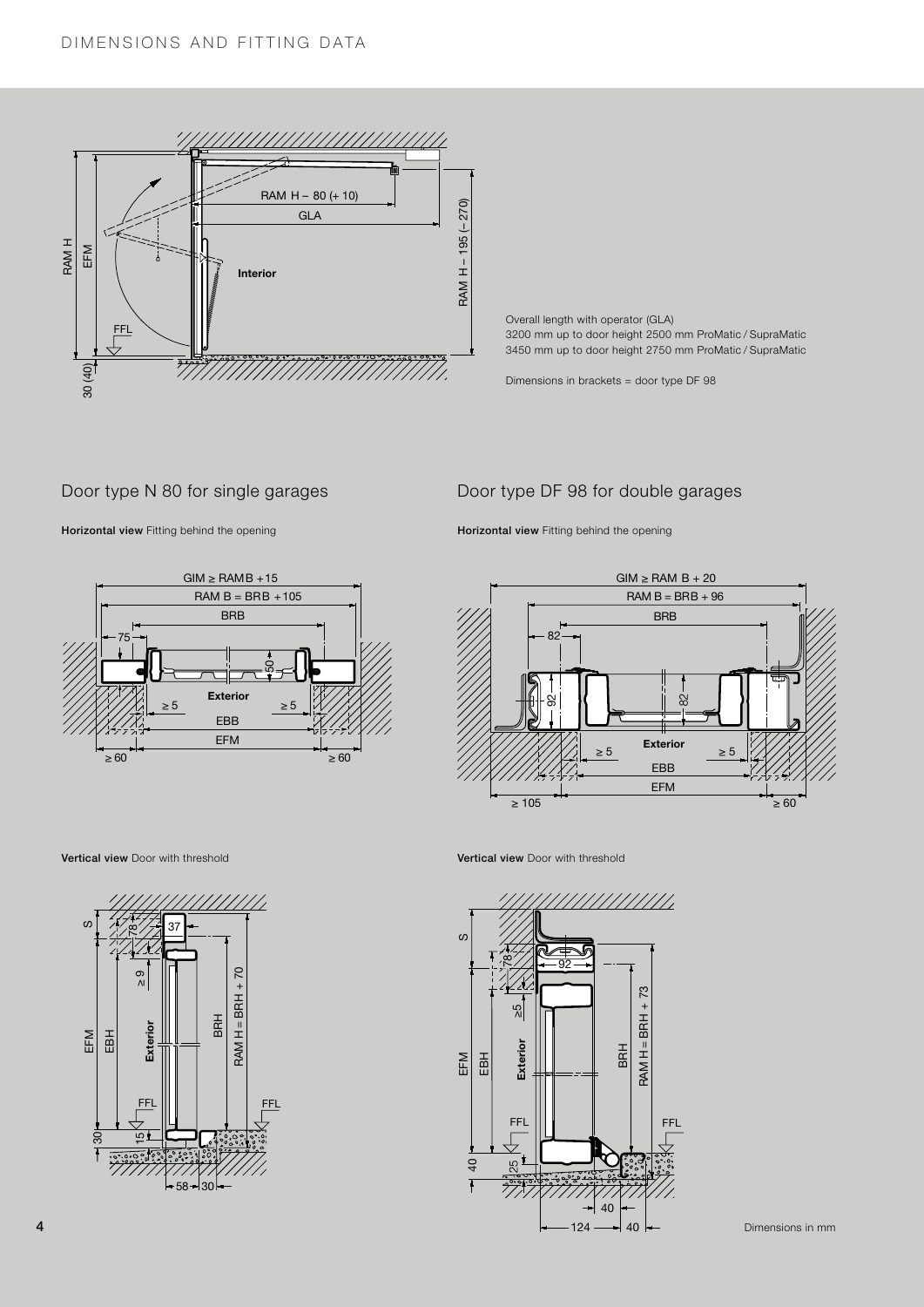# DIMENSIONS AND FITTING DATA

RAM H
EFM
FFL
30 (40)
RAM H – 80 (+ 10)
GLA
Interior
RAM H – 195 (– 270)

Overall length with operator (GLA)
3200 mm up to door height 2500 mm ProMatic / SupraMatic
3450 mm up to door height 2750 mm ProMatic / SupraMatic

Dimensions in brackets = door type DF 98

## Door type N 80 for single garages

**Horizontal view** Fitting behind the opening

GIM ≥ RAMB +15
RAM B = BRB +105
BRB
75
50
Exterior
≥ 5
≥ 5
EBB
EFM
≥ 60
≥ 60

**Vertical view** Door with threshold

S
78
37
≥ 9
EFM
EBH
Exterior
BRH
RAM H = BRH + 70
FFL
FFL
30
15
58
30

## Door type DF 98 for double garages

**Horizontal view** Fitting behind the opening

GIM ≥ RAM B + 20
RAM B = BRB + 96
BRB
82
92
82
Exterior
≥ 5
≥ 5
EBB
EFM
≥ 105
≥ 60

**Vertical view** Door with threshold

S
78
92
≥5
EFM
EBH
Exterior
BRH
RAM H = BRH + 73
FFL
FFL
40
25
40
124
40

Dimensions in mm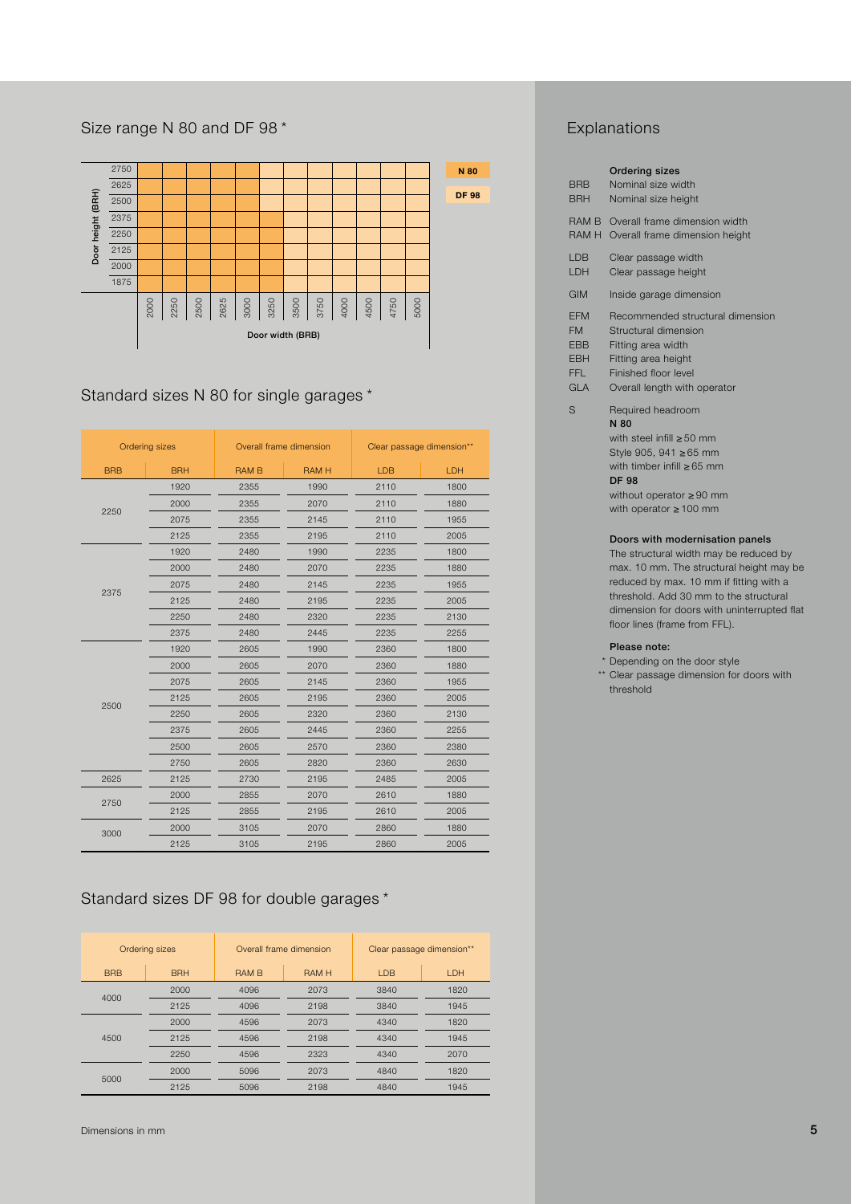## Size range N 80 and DF 98 *

Door height (BRH): 2750, 2625, 2500, 2375, 2250, 2125, 2000, 1875

Door width (BRB): 2000, 2250, 2500, 2625, 3000, 3250, 3500, 3750, 4000, 4500, 4750, 5000

N 80

DF 98

## Standard sizes N 80 for single garages *

| Ordering sizes | | Overall frame dimension | | Clear passage dimension** | |
|---|---|---|---|---|---|
| BRB | BRH | RAM B | RAM H | LDB | LDH |
| 2250 | 1920 | 2355 | 1990 | 2110 | 1800 |
| | 2000 | 2355 | 2070 | 2110 | 1880 |
| | 2075 | 2355 | 2145 | 2110 | 1955 |
| | 2125 | 2355 | 2195 | 2110 | 2005 |
| 2375 | 1920 | 2480 | 1990 | 2235 | 1800 |
| | 2000 | 2480 | 2070 | 2235 | 1880 |
| | 2075 | 2480 | 2145 | 2235 | 1955 |
| | 2125 | 2480 | 2195 | 2235 | 2005 |
| | 2250 | 2480 | 2320 | 2235 | 2130 |
| | 2375 | 2480 | 2445 | 2235 | 2255 |
| 2500 | 1920 | 2605 | 1990 | 2360 | 1800 |
| | 2000 | 2605 | 2070 | 2360 | 1880 |
| | 2075 | 2605 | 2145 | 2360 | 1955 |
| | 2125 | 2605 | 2195 | 2360 | 2005 |
| | 2250 | 2605 | 2320 | 2360 | 2130 |
| | 2375 | 2605 | 2445 | 2360 | 2255 |
| | 2500 | 2605 | 2570 | 2360 | 2380 |
| | 2750 | 2605 | 2820 | 2360 | 2630 |
| 2625 | 2125 | 2730 | 2195 | 2485 | 2005 |
| 2750 | 2000 | 2855 | 2070 | 2610 | 1880 |
| | 2125 | 2855 | 2195 | 2610 | 2005 |
| 3000 | 2000 | 3105 | 2070 | 2860 | 1880 |
| | 2125 | 3105 | 2195 | 2860 | 2005 |

## Standard sizes DF 98 for double garages *

| Ordering sizes | | Overall frame dimension | | Clear passage dimension** | |
|---|---|---|---|---|---|
| BRB | BRH | RAM B | RAM H | LDB | LDH |
| 4000 | 2000 | 4096 | 2073 | 3840 | 1820 |
| | 2125 | 4096 | 2198 | 3840 | 1945 |
| 4500 | 2000 | 4596 | 2073 | 4340 | 1820 |
| | 2125 | 4596 | 2198 | 4340 | 1945 |
| | 2250 | 4596 | 2323 | 4340 | 2070 |
| 5000 | 2000 | 5096 | 2073 | 4840 | 1820 |
| | 2125 | 5096 | 2198 | 4840 | 1945 |

Dimensions in mm

## Explanations

**Ordering sizes**

- BRB — Nominal size width
- BRH — Nominal size height
- RAM B — Overall frame dimension width
- RAM H — Overall frame dimension height
- LDB — Clear passage width
- LDH — Clear passage height
- GIM — Inside garage dimension
- EFM — Recommended structural dimension
- FM — Structural dimension
- EBB — Fitting area width
- EBH — Fitting area height
- FFL — Finished floor level
- GLA — Overall length with operator
- S — Required headroom

**N 80**
with steel infill ≥ 50 mm
Style 905, 941 ≥ 65 mm
with timber infill ≥ 65 mm

**DF 98**
without operator ≥ 90 mm
with operator ≥ 100 mm

**Doors with modernisation panels**

The structural width may be reduced by max. 10 mm. The structural height may be reduced by max. 10 mm if fitting with a threshold. Add 30 mm to the structural dimension for doors with uninterrupted flat floor lines (frame from FFL).

**Please note:**

* Depending on the door style

** Clear passage dimension for doors with threshold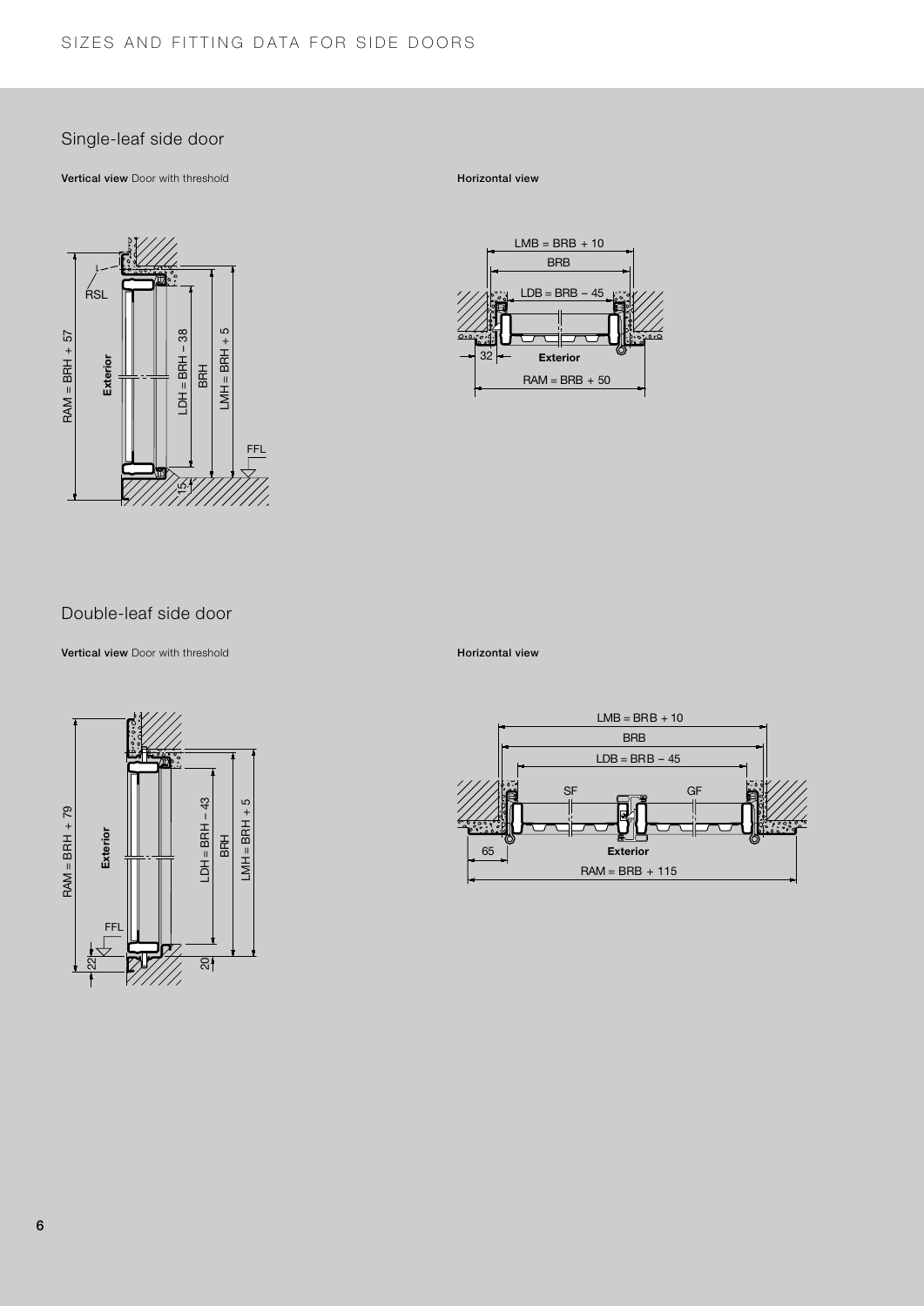## Single-leaf side door

**Vertical view** Door with threshold

RSL

RAM = BRH + 57

Exterior

LDH = BRH − 38

BRH

LMH = BRH + 5

FFL

15

**Horizontal view**

LMB = BRB + 10

BRB

LDB = BRB − 45

32

Exterior

RAM = BRB + 50

## Double-leaf side door

**Vertical view** Door with threshold

RAM = BRH + 79

Exterior

FFL

22

LDH = BRH − 43

BRH

LMH = BRH + 5

20

**Horizontal view**

LMB = BRB + 10

BRB

LDB = BRB − 45

SF

GF

65

Exterior

RAM = BRB + 115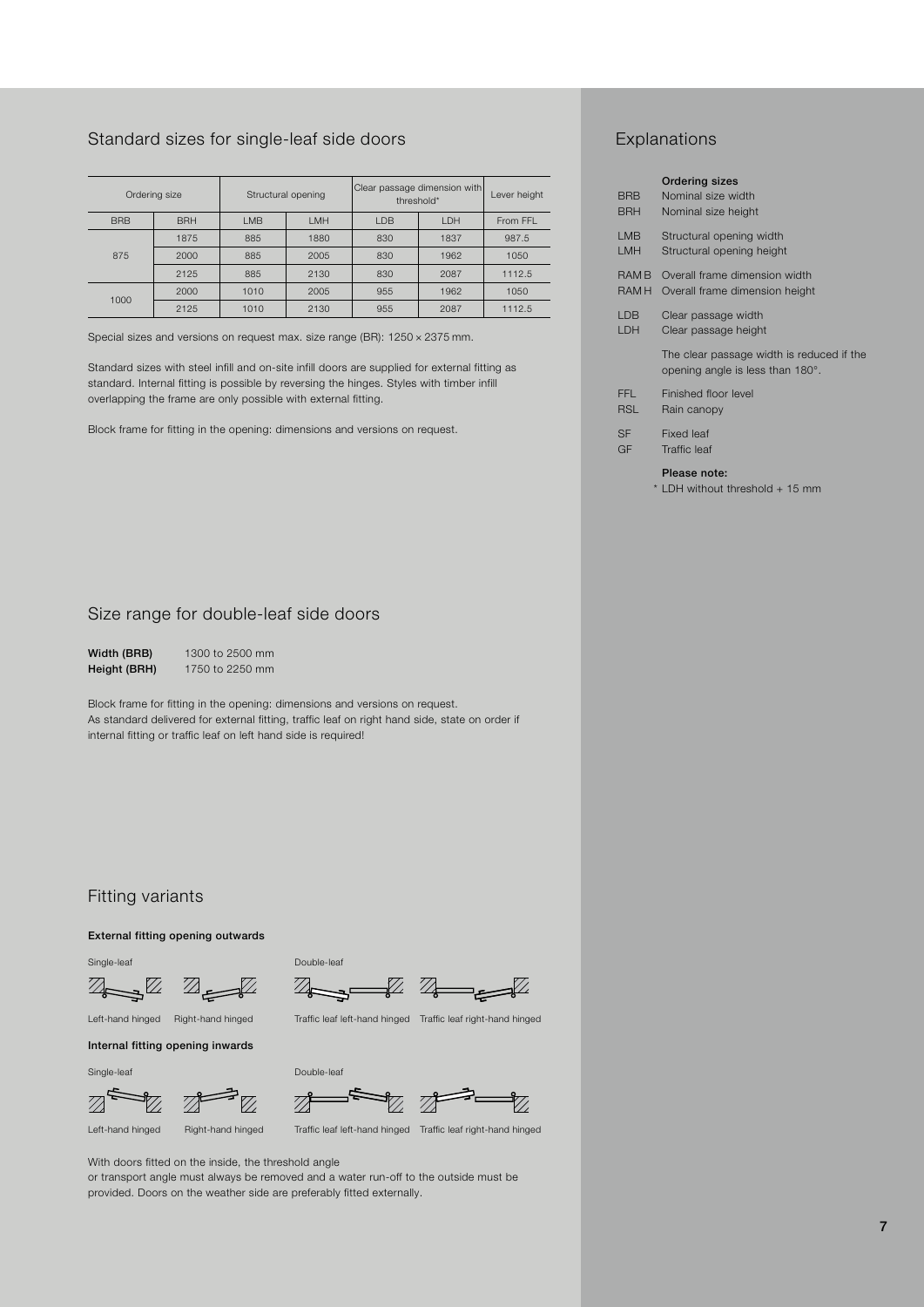## Standard sizes for single-leaf side doors

| Ordering size | | Structural opening | | Clear passage dimension with threshold* | | Lever height |
|---|---|---|---|---|---|---|
| BRB | BRH | LMB | LMH | LDB | LDH | From FFL |
| 875 | 1875 | 885 | 1880 | 830 | 1837 | 987.5 |
| | 2000 | 885 | 2005 | 830 | 1962 | 1050 |
| | 2125 | 885 | 2130 | 830 | 2087 | 1112.5 |
| 1000 | 2000 | 1010 | 2005 | 955 | 1962 | 1050 |
| | 2125 | 1010 | 2130 | 955 | 2087 | 1112.5 |

Special sizes and versions on request max. size range (BR): 1250 × 2375 mm.

Standard sizes with steel infill and on-site infill doors are supplied for external fitting as standard. Internal fitting is possible by reversing the hinges. Styles with timber infill overlapping the frame are only possible with external fitting.

Block frame for fitting in the opening: dimensions and versions on request.

## Size range for double-leaf side doors

**Width (BRB)** 1300 to 2500 mm
**Height (BRH)** 1750 to 2250 mm

Block frame for fitting in the opening: dimensions and versions on request.
As standard delivered for external fitting, traffic leaf on right hand side, state on order if internal fitting or traffic leaf on left hand side is required!

## Fitting variants

**External fitting opening outwards**

Single-leaf

Left-hand hinged Right-hand hinged

Double-leaf

Traffic leaf left-hand hinged Traffic leaf right-hand hinged

**Internal fitting opening inwards**

Single-leaf

Left-hand hinged Right-hand hinged

Double-leaf

Traffic leaf left-hand hinged Traffic leaf right-hand hinged

With doors fitted on the inside, the threshold angle
or transport angle must always be removed and a water run-off to the outside must be provided. Doors on the weather side are preferably fitted externally.

## Explanations

**Ordering sizes**

BRB Nominal size width
BRH Nominal size height

LMB Structural opening width
LMH Structural opening height

RAM B Overall frame dimension width
RAM H Overall frame dimension height

LDB Clear passage width
LDH Clear passage height

The clear passage width is reduced if the opening angle is less than 180°.

FFL Finished floor level
RSL Rain canopy

SF Fixed leaf
GF Traffic leaf

**Please note:**
* LDH without threshold + 15 mm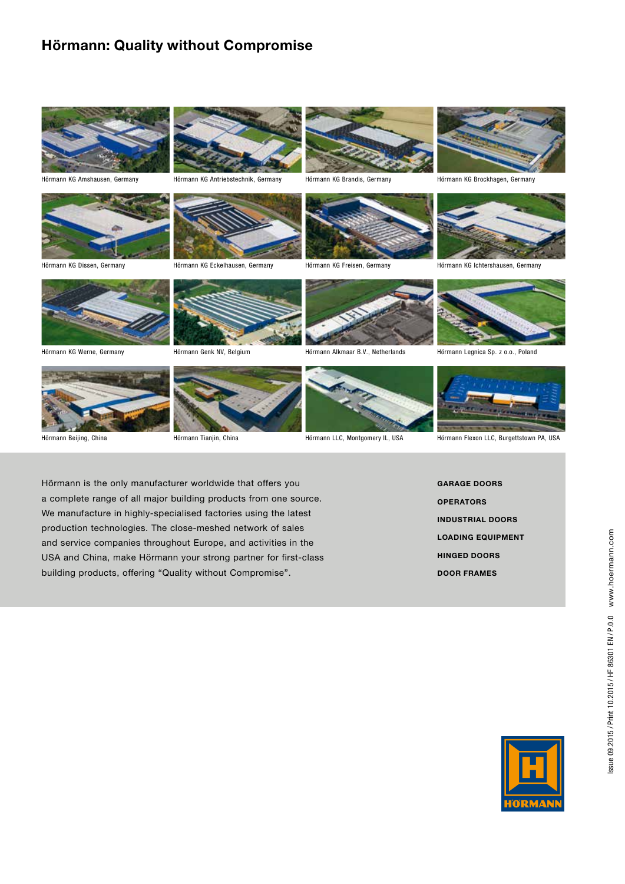# Hörmann: Quality without Compromise

Hörmann KG Amshausen, Germany

Hörmann KG Antriebstechnik, Germany

Hörmann KG Brandis, Germany

Hörmann KG Brockhagen, Germany

Hörmann KG Dissen, Germany

Hörmann KG Eckelhausen, Germany

Hörmann KG Freisen, Germany

Hörmann KG Ichtershausen, Germany

Hörmann KG Werne, Germany

Hörmann Genk NV, Belgium

Hörmann Alkmaar B.V., Netherlands

Hörmann Legnica Sp. z o.o., Poland

Hörmann Beijing, China

Hörmann Tianjin, China

Hörmann LLC, Montgomery IL, USA

Hörmann Flexon LLC, Burgettstown PA, USA

Hörmann is the only manufacturer worldwide that offers you a complete range of all major building products from one source. We manufacture in highly-specialised factories using the latest production technologies. The close-meshed network of sales and service companies throughout Europe, and activities in the USA and China, make Hörmann your strong partner for first-class building products, offering "Quality without Compromise".

**GARAGE DOORS**

**OPERATORS**

**INDUSTRIAL DOORS**

**LOADING EQUIPMENT**

**HINGED DOORS**

**DOOR FRAMES**

Issue 09.2015 / Print 10.2015 / HF 86301 EN / P.0.0 www.hoermann.com

HÖRMANN